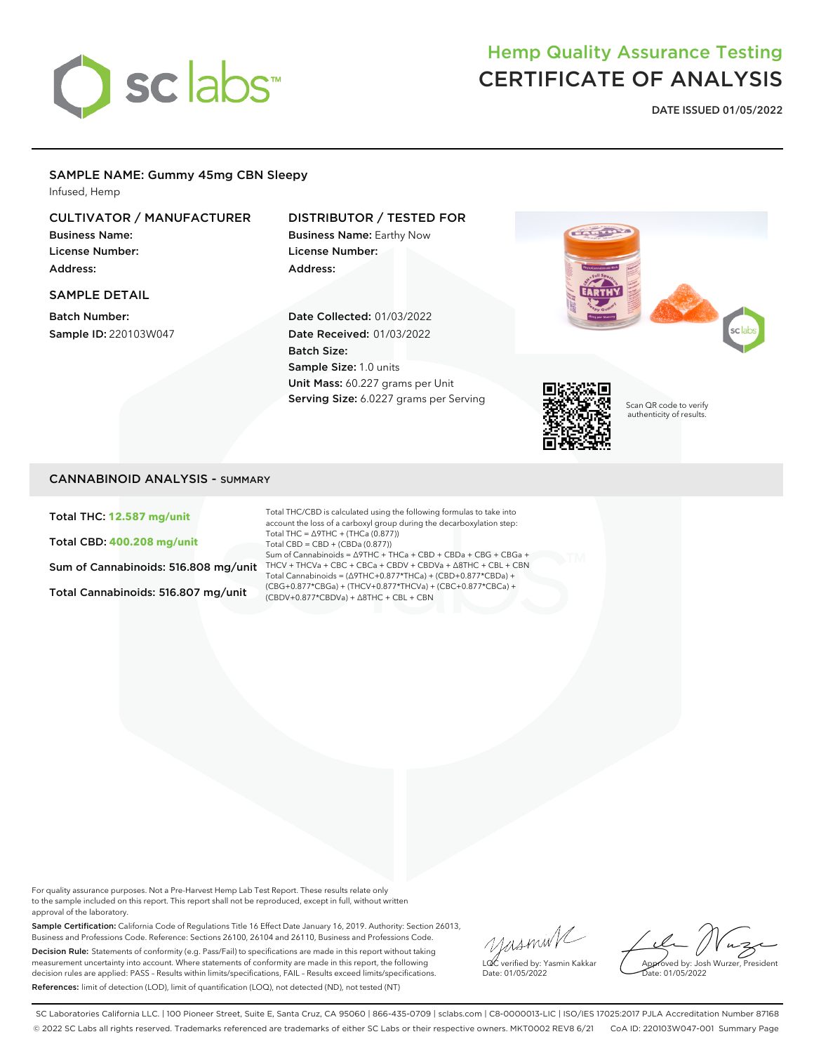sc labs™

# Hemp Quality Assurance Testing
# CERTIFICATE OF ANALYSIS

**DATE ISSUED 01/05/2022**

## SAMPLE NAME: Gummy 45mg CBN Sleepy

Infused, Hemp

### CULTIVATOR / MANUFACTURER

**Business Name:**
**License Number:**
**Address:**

### DISTRIBUTOR / TESTED FOR

**Business Name:** Earthy Now
**License Number:**
**Address:**

### SAMPLE DETAIL

**Batch Number:**
**Sample ID:** 220103W047

**Date Collected:** 01/03/2022
**Date Received:** 01/03/2022
**Batch Size:**
**Sample Size:** 1.0 units
**Unit Mass:** 60.227 grams per Unit
**Serving Size:** 6.0227 grams per Serving

Scan QR code to verify authenticity of results.

## CANNABINOID ANALYSIS - SUMMARY

**Total THC: 12.587 mg/unit**

**Total CBD: 400.208 mg/unit**

**Sum of Cannabinoids: 516.808 mg/unit**

**Total Cannabinoids: 516.807 mg/unit**

Total THC/CBD is calculated using the following formulas to take into account the loss of a carboxyl group during the decarboxylation step:
Total THC = Δ9THC + (THCa (0.877))
Total CBD = CBD + (CBDa (0.877))
Sum of Cannabinoids = Δ9THC + THCa + CBD + CBDa + CBG + CBGa + THCV + THCVa + CBC + CBCa + CBDV + CBDVa + Δ8THC + CBL + CBN
Total Cannabinoids = (Δ9THC+0.877*THCa) + (CBD+0.877*CBDa) + (CBG+0.877*CBGa) + (THCV+0.877*THCVa) + (CBC+0.877*CBCa) + (CBDV+0.877*CBDVa) + Δ8THC + CBL + CBN

For quality assurance purposes. Not a Pre-Harvest Hemp Lab Test Report. These results relate only to the sample included on this report. This report shall not be reproduced, except in full, without written approval of the laboratory.

**Sample Certification:** California Code of Regulations Title 16 Effect Date January 16, 2019. Authority: Section 26013, Business and Professions Code. Reference: Sections 26100, 26104 and 26110, Business and Professions Code.

**Decision Rule:** Statements of conformity (e.g. Pass/Fail) to specifications are made in this report without taking measurement uncertainty into account. Where statements of conformity are made in this report, the following decision rules are applied: PASS – Results within limits/specifications, FAIL – Results exceed limits/specifications.

**References:** limit of detection (LOD), limit of quantification (LOQ), not detected (ND), not tested (NT)

LQC verified by: Yasmin Kakkar
Date: 01/05/2022

Approved by: Josh Wurzer, President
Date: 01/05/2022

SC Laboratories California LLC. | 100 Pioneer Street, Suite E, Santa Cruz, CA 95060 | 866-435-0709 | sclabs.com | C8-0000013-LIC | ISO/IES 17025:2017 PJLA Accreditation Number 87168
© 2022 SC Labs all rights reserved. Trademarks referenced are trademarks of either SC Labs or their respective owners. MKT0002 REV8 6/21 CoA ID: 220103W047-001 Summary Page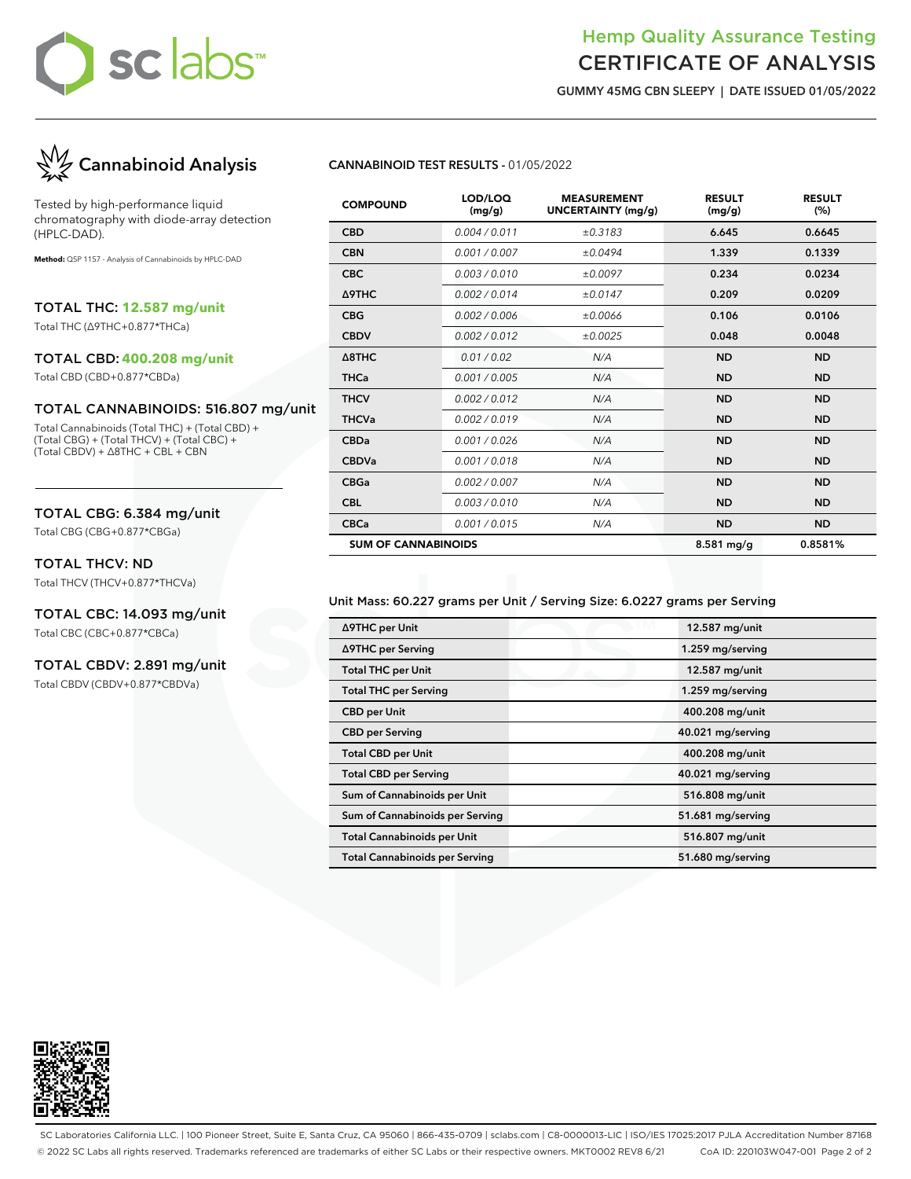# Hemp Quality Assurance Testing
# CERTIFICATE OF ANALYSIS

**GUMMY 45MG CBN SLEEPY | DATE ISSUED 01/05/2022**

## Cannabinoid Analysis

Tested by high-performance liquid chromatography with diode-array detection (HPLC-DAD).

**Method:** QSP 1157 - Analysis of Cannabinoids by HPLC-DAD

### TOTAL THC: 12.587 mg/unit

Total THC (Δ9THC+0.877*THCa)

### TOTAL CBD: 400.208 mg/unit

Total CBD (CBD+0.877*CBDa)

### TOTAL CANNABINOIDS: 516.807 mg/unit

Total Cannabinoids (Total THC) + (Total CBD) + (Total CBG) + (Total THCV) + (Total CBC) + (Total CBDV) + Δ8THC + CBL + CBN

### TOTAL CBG: 6.384 mg/unit

Total CBG (CBG+0.877*CBGa)

### TOTAL THCV: ND

Total THCV (THCV+0.877*THCVa)

### TOTAL CBC: 14.093 mg/unit

Total CBC (CBC+0.877*CBCa)

### TOTAL CBDV: 2.891 mg/unit

Total CBDV (CBDV+0.877*CBDVa)

**CANNABINOID TEST RESULTS** - 01/05/2022

| COMPOUND | LOD/LOQ (mg/g) | MEASUREMENT UNCERTAINTY (mg/g) | RESULT (mg/g) | RESULT (%) |
|---|---|---|---|---|
| CBD | 0.004 / 0.011 | ±0.3183 | 6.645 | 0.6645 |
| CBN | 0.001 / 0.007 | ±0.0494 | 1.339 | 0.1339 |
| CBC | 0.003 / 0.010 | ±0.0097 | 0.234 | 0.0234 |
| Δ9THC | 0.002 / 0.014 | ±0.0147 | 0.209 | 0.0209 |
| CBG | 0.002 / 0.006 | ±0.0066 | 0.106 | 0.0106 |
| CBDV | 0.002 / 0.012 | ±0.0025 | 0.048 | 0.0048 |
| Δ8THC | 0.01 / 0.02 | N/A | ND | ND |
| THCa | 0.001 / 0.005 | N/A | ND | ND |
| THCV | 0.002 / 0.012 | N/A | ND | ND |
| THCVa | 0.002 / 0.019 | N/A | ND | ND |
| CBDa | 0.001 / 0.026 | N/A | ND | ND |
| CBDVa | 0.001 / 0.018 | N/A | ND | ND |
| CBGa | 0.002 / 0.007 | N/A | ND | ND |
| CBL | 0.003 / 0.010 | N/A | ND | ND |
| CBCa | 0.001 / 0.015 | N/A | ND | ND |
| **SUM OF CANNABINOIDS** | | | **8.581 mg/g** | **0.8581%** |

Unit Mass: 60.227 grams per Unit / Serving Size: 6.0227 grams per Serving

| | |
|---|---|
| Δ9THC per Unit | 12.587 mg/unit |
| Δ9THC per Serving | 1.259 mg/serving |
| Total THC per Unit | 12.587 mg/unit |
| Total THC per Serving | 1.259 mg/serving |
| CBD per Unit | 400.208 mg/unit |
| CBD per Serving | 40.021 mg/serving |
| Total CBD per Unit | 400.208 mg/unit |
| Total CBD per Serving | 40.021 mg/serving |
| Sum of Cannabinoids per Unit | 516.808 mg/unit |
| Sum of Cannabinoids per Serving | 51.681 mg/serving |
| Total Cannabinoids per Unit | 516.807 mg/unit |
| Total Cannabinoids per Serving | 51.680 mg/serving |

SC Laboratories California LLC. | 100 Pioneer Street, Suite E, Santa Cruz, CA 95060 | 866-435-0709 | sclabs.com | C8-0000013-LIC | ISO/IES 17025:2017 PJLA Accreditation Number 87168

© 2022 SC Labs all rights reserved. Trademarks referenced are trademarks of either SC Labs or their respective owners. MKT0002 REV8 6/21 CoA ID: 220103W047-001